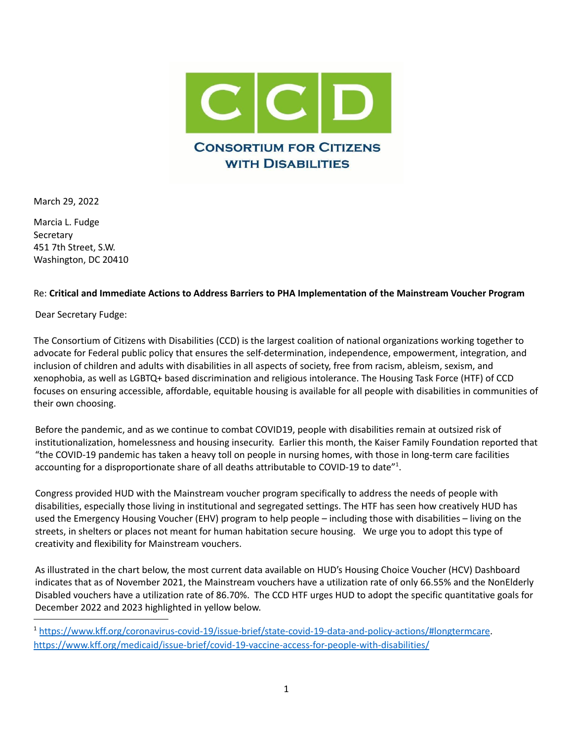**CONSORTIUM FOR CITIZENS WITH DISABILITIES**

March 29, 2022

Marcia L. Fudge
Secretary
451 7th Street, S.W.
Washington, DC 20410

Re: **Critical and Immediate Actions to Address Barriers to PHA Implementation of the Mainstream Voucher Program**

Dear Secretary Fudge:

The Consortium of Citizens with Disabilities (CCD) is the largest coalition of national organizations working together to advocate for Federal public policy that ensures the self-determination, independence, empowerment, integration, and inclusion of children and adults with disabilities in all aspects of society, free from racism, ableism, sexism, and xenophobia, as well as LGBTQ+ based discrimination and religious intolerance. The Housing Task Force (HTF) of CCD focuses on ensuring accessible, affordable, equitable housing is available for all people with disabilities in communities of their own choosing.

Before the pandemic, and as we continue to combat COVID19, people with disabilities remain at outsized risk of institutionalization, homelessness and housing insecurity. Earlier this month, the Kaiser Family Foundation reported that "the COVID-19 pandemic has taken a heavy toll on people in nursing homes, with those in long-term care facilities accounting for a disproportionate share of all deaths attributable to COVID-19 to date"[1].

Congress provided HUD with the Mainstream voucher program specifically to address the needs of people with disabilities, especially those living in institutional and segregated settings. The HTF has seen how creatively HUD has used the Emergency Housing Voucher (EHV) program to help people – including those with disabilities – living on the streets, in shelters or places not meant for human habitation secure housing. We urge you to adopt this type of creativity and flexibility for Mainstream vouchers.

As illustrated in the chart below, the most current data available on HUD's Housing Choice Voucher (HCV) Dashboard indicates that as of November 2021, the Mainstream vouchers have a utilization rate of only 66.55% and the NonElderly Disabled vouchers have a utilization rate of 86.70%. The CCD HTF urges HUD to adopt the specific quantitative goals for December 2022 and 2023 highlighted in yellow below.

---

[1] https://www.kff.org/coronavirus-covid-19/issue-brief/state-covid-19-data-and-policy-actions/#longtermcare. https://www.kff.org/medicaid/issue-brief/covid-19-vaccine-access-for-people-with-disabilities/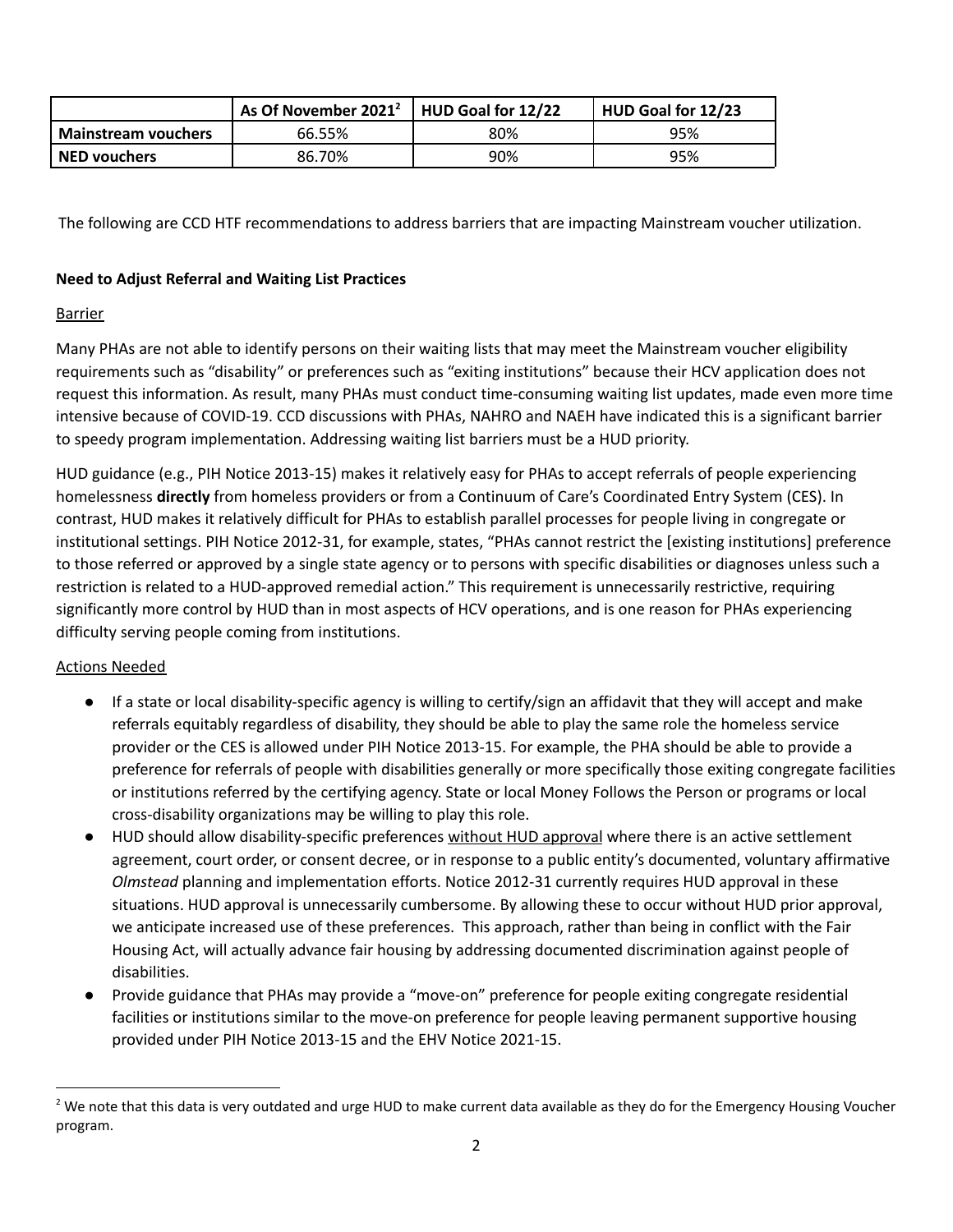| | As Of November 2021[2] | HUD Goal for 12/22 | HUD Goal for 12/23 |
|---|---|---|---|
| **Mainstream vouchers** | 66.55% | 80% | 95% |
| **NED vouchers** | 86.70% | 90% | 95% |

The following are CCD HTF recommendations to address barriers that are impacting Mainstream voucher utilization.

**Need to Adjust Referral and Waiting List Practices**

Barrier

Many PHAs are not able to identify persons on their waiting lists that may meet the Mainstream voucher eligibility requirements such as "disability" or preferences such as "exiting institutions" because their HCV application does not request this information. As result, many PHAs must conduct time-consuming waiting list updates, made even more time intensive because of COVID-19. CCD discussions with PHAs, NAHRO and NAEH have indicated this is a significant barrier to speedy program implementation. Addressing waiting list barriers must be a HUD priority.

HUD guidance (e.g., PIH Notice 2013-15) makes it relatively easy for PHAs to accept referrals of people experiencing homelessness **directly** from homeless providers or from a Continuum of Care's Coordinated Entry System (CES). In contrast, HUD makes it relatively difficult for PHAs to establish parallel processes for people living in congregate or institutional settings. PIH Notice 2012-31, for example, states, "PHAs cannot restrict the [existing institutions] preference to those referred or approved by a single state agency or to persons with specific disabilities or diagnoses unless such a restriction is related to a HUD-approved remedial action." This requirement is unnecessarily restrictive, requiring significantly more control by HUD than in most aspects of HCV operations, and is one reason for PHAs experiencing difficulty serving people coming from institutions.

Actions Needed

- If a state or local disability-specific agency is willing to certify/sign an affidavit that they will accept and make referrals equitably regardless of disability, they should be able to play the same role the homeless service provider or the CES is allowed under PIH Notice 2013-15. For example, the PHA should be able to provide a preference for referrals of people with disabilities generally or more specifically those exiting congregate facilities or institutions referred by the certifying agency. State or local Money Follows the Person or programs or local cross-disability organizations may be willing to play this role.
- HUD should allow disability-specific preferences without HUD approval where there is an active settlement agreement, court order, or consent decree, or in response to a public entity's documented, voluntary affirmative *Olmstead* planning and implementation efforts. Notice 2012-31 currently requires HUD approval in these situations. HUD approval is unnecessarily cumbersome. By allowing these to occur without HUD prior approval, we anticipate increased use of these preferences. This approach, rather than being in conflict with the Fair Housing Act, will actually advance fair housing by addressing documented discrimination against people of disabilities.
- Provide guidance that PHAs may provide a "move-on" preference for people exiting congregate residential facilities or institutions similar to the move-on preference for people leaving permanent supportive housing provided under PIH Notice 2013-15 and the EHV Notice 2021-15.

[2] We note that this data is very outdated and urge HUD to make current data available as they do for the Emergency Housing Voucher program.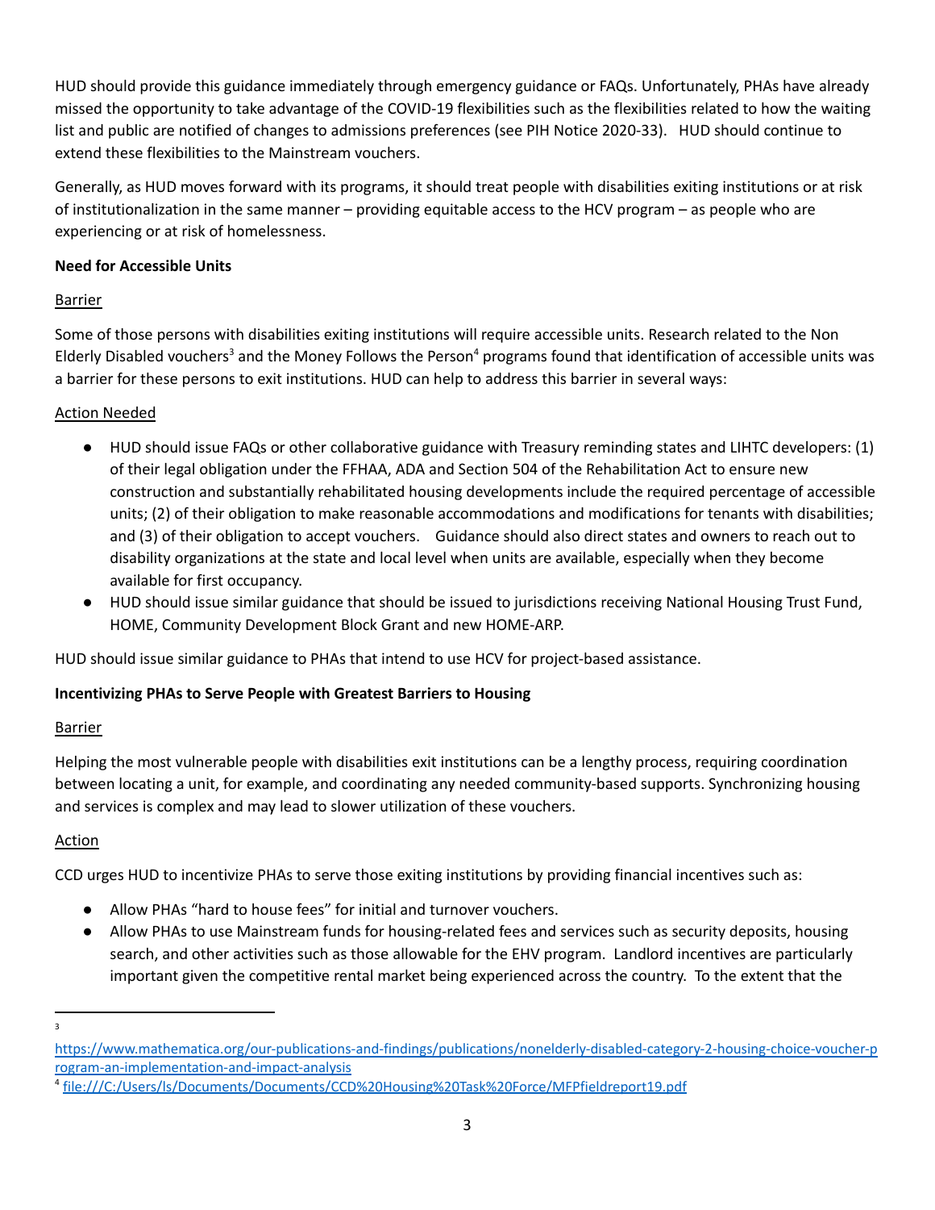HUD should provide this guidance immediately through emergency guidance or FAQs. Unfortunately, PHAs have already missed the opportunity to take advantage of the COVID-19 flexibilities such as the flexibilities related to how the waiting list and public are notified of changes to admissions preferences (see PIH Notice 2020-33). HUD should continue to extend these flexibilities to the Mainstream vouchers.

Generally, as HUD moves forward with its programs, it should treat people with disabilities exiting institutions or at risk of institutionalization in the same manner – providing equitable access to the HCV program – as people who are experiencing or at risk of homelessness.

**Need for Accessible Units**

Barrier

Some of those persons with disabilities exiting institutions will require accessible units. Research related to the Non Elderly Disabled vouchers[3] and the Money Follows the Person[4] programs found that identification of accessible units was a barrier for these persons to exit institutions. HUD can help to address this barrier in several ways:

Action Needed

- HUD should issue FAQs or other collaborative guidance with Treasury reminding states and LIHTC developers: (1) of their legal obligation under the FFHAA, ADA and Section 504 of the Rehabilitation Act to ensure new construction and substantially rehabilitated housing developments include the required percentage of accessible units; (2) of their obligation to make reasonable accommodations and modifications for tenants with disabilities; and (3) of their obligation to accept vouchers. Guidance should also direct states and owners to reach out to disability organizations at the state and local level when units are available, especially when they become available for first occupancy.
- HUD should issue similar guidance that should be issued to jurisdictions receiving National Housing Trust Fund, HOME, Community Development Block Grant and new HOME-ARP.

HUD should issue similar guidance to PHAs that intend to use HCV for project-based assistance.

**Incentivizing PHAs to Serve People with Greatest Barriers to Housing**

Barrier

Helping the most vulnerable people with disabilities exit institutions can be a lengthy process, requiring coordination between locating a unit, for example, and coordinating any needed community-based supports. Synchronizing housing and services is complex and may lead to slower utilization of these vouchers.

Action

CCD urges HUD to incentivize PHAs to serve those exiting institutions by providing financial incentives such as:

- Allow PHAs "hard to house fees" for initial and turnover vouchers.
- Allow PHAs to use Mainstream funds for housing-related fees and services such as security deposits, housing search, and other activities such as those allowable for the EHV program. Landlord incentives are particularly important given the competitive rental market being experienced across the country. To the extent that the

---

[3] https://www.mathematica.org/our-publications-and-findings/publications/nonelderly-disabled-category-2-housing-choice-voucher-program-an-implementation-and-impact-analysis

[4] file:///C:/Users/ls/Documents/Documents/CCD%20Housing%20Task%20Force/MFPfieldreport19.pdf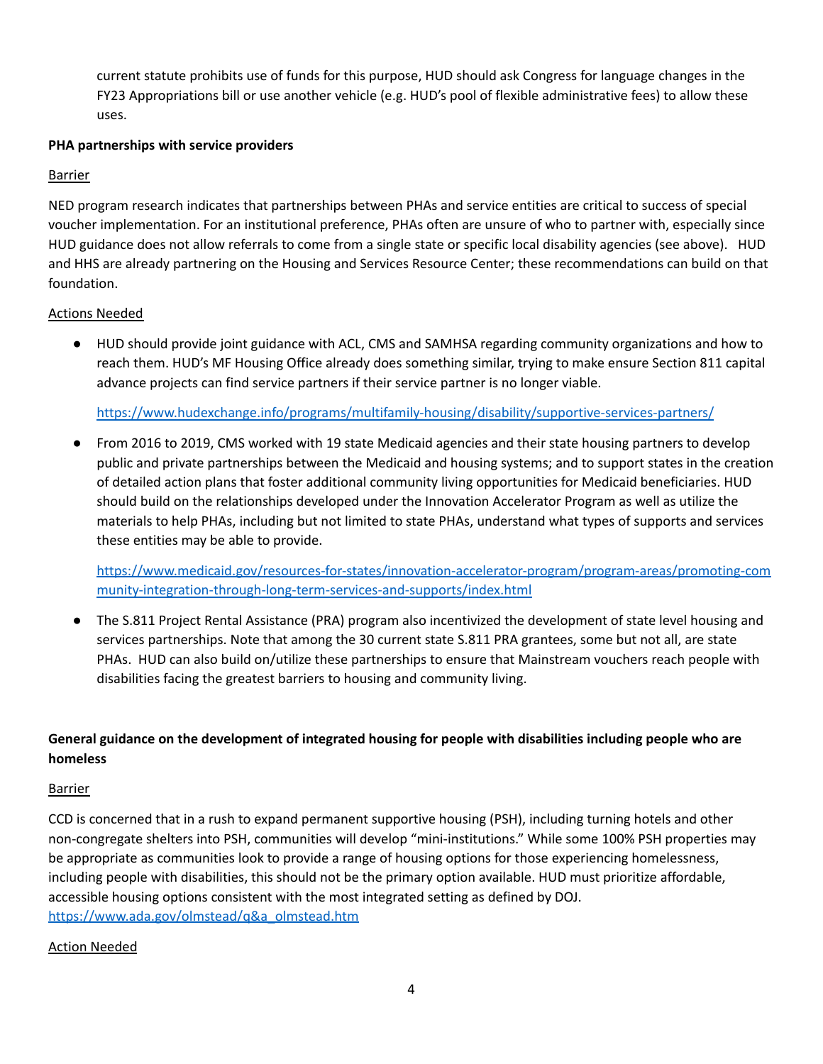current statute prohibits use of funds for this purpose, HUD should ask Congress for language changes in the FY23 Appropriations bill or use another vehicle (e.g. HUD's pool of flexible administrative fees) to allow these uses.

**PHA partnerships with service providers**

Barrier

NED program research indicates that partnerships between PHAs and service entities are critical to success of special voucher implementation. For an institutional preference, PHAs often are unsure of who to partner with, especially since HUD guidance does not allow referrals to come from a single state or specific local disability agencies (see above). HUD and HHS are already partnering on the Housing and Services Resource Center; these recommendations can build on that foundation.

Actions Needed

- HUD should provide joint guidance with ACL, CMS and SAMHSA regarding community organizations and how to reach them. HUD's MF Housing Office already does something similar, trying to make ensure Section 811 capital advance projects can find service partners if their service partner is no longer viable.

  https://www.hudexchange.info/programs/multifamily-housing/disability/supportive-services-partners/

- From 2016 to 2019, CMS worked with 19 state Medicaid agencies and their state housing partners to develop public and private partnerships between the Medicaid and housing systems; and to support states in the creation of detailed action plans that foster additional community living opportunities for Medicaid beneficiaries. HUD should build on the relationships developed under the Innovation Accelerator Program as well as utilize the materials to help PHAs, including but not limited to state PHAs, understand what types of supports and services these entities may be able to provide.

  https://www.medicaid.gov/resources-for-states/innovation-accelerator-program/program-areas/promoting-community-integration-through-long-term-services-and-supports/index.html

- The S.811 Project Rental Assistance (PRA) program also incentivized the development of state level housing and services partnerships. Note that among the 30 current state S.811 PRA grantees, some but not all, are state PHAs. HUD can also build on/utilize these partnerships to ensure that Mainstream vouchers reach people with disabilities facing the greatest barriers to housing and community living.

**General guidance on the development of integrated housing for people with disabilities including people who are homeless**

Barrier

CCD is concerned that in a rush to expand permanent supportive housing (PSH), including turning hotels and other non-congregate shelters into PSH, communities will develop "mini-institutions." While some 100% PSH properties may be appropriate as communities look to provide a range of housing options for those experiencing homelessness, including people with disabilities, this should not be the primary option available. HUD must prioritize affordable, accessible housing options consistent with the most integrated setting as defined by DOJ.
https://www.ada.gov/olmstead/q&a_olmstead.htm

Action Needed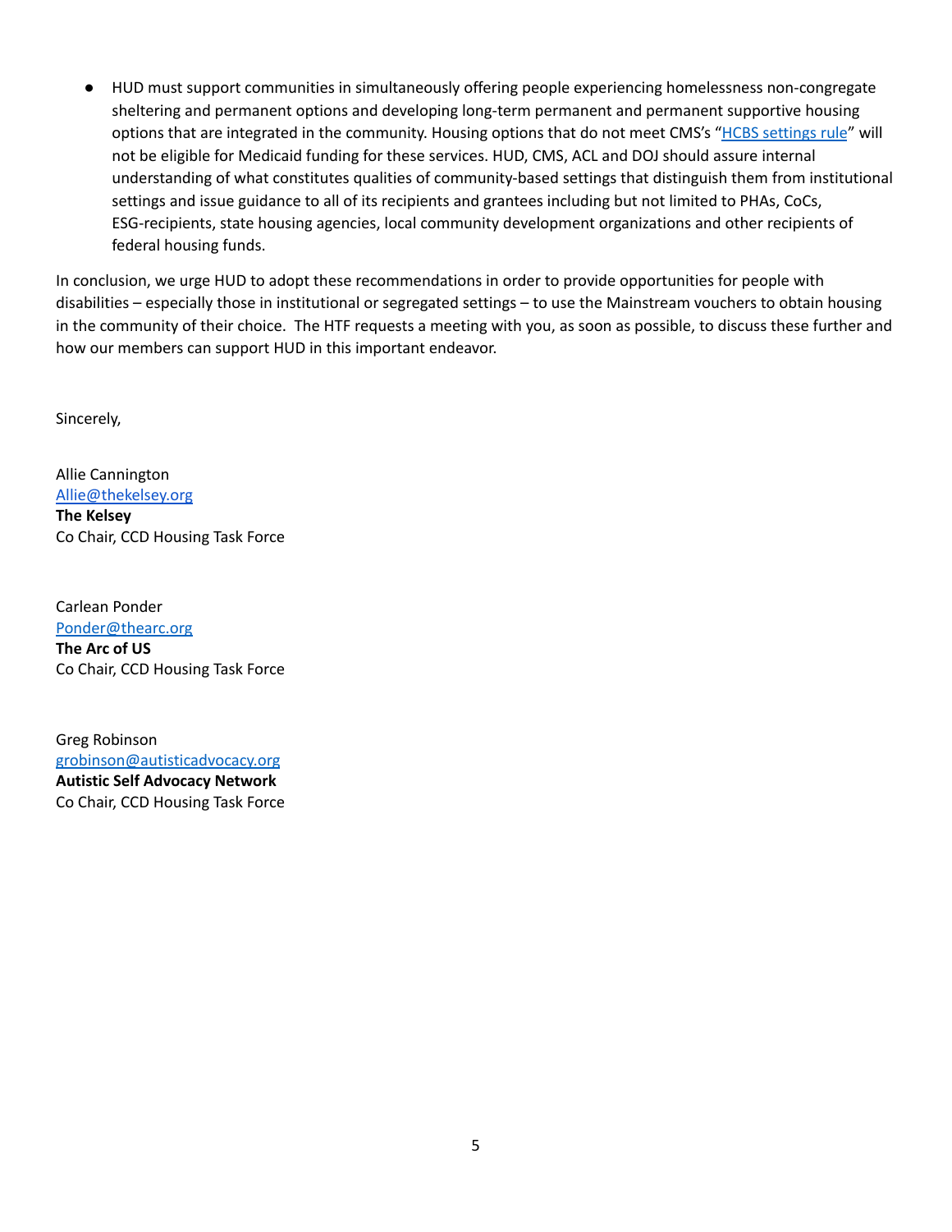- HUD must support communities in simultaneously offering people experiencing homelessness non-congregate sheltering and permanent options and developing long-term permanent and permanent supportive housing options that are integrated in the community. Housing options that do not meet CMS's "HCBS settings rule" will not be eligible for Medicaid funding for these services. HUD, CMS, ACL and DOJ should assure internal understanding of what constitutes qualities of community-based settings that distinguish them from institutional settings and issue guidance to all of its recipients and grantees including but not limited to PHAs, CoCs, ESG-recipients, state housing agencies, local community development organizations and other recipients of federal housing funds.

In conclusion, we urge HUD to adopt these recommendations in order to provide opportunities for people with disabilities – especially those in institutional or segregated settings – to use the Mainstream vouchers to obtain housing in the community of their choice. The HTF requests a meeting with you, as soon as possible, to discuss these further and how our members can support HUD in this important endeavor.

Sincerely,

Allie Cannington
Allie@thekelsey.org
**The Kelsey**
Co Chair, CCD Housing Task Force

Carlean Ponder
Ponder@thearc.org
**The Arc of US**
Co Chair, CCD Housing Task Force

Greg Robinson
grobinson@autisticadvocacy.org
**Autistic Self Advocacy Network**
Co Chair, CCD Housing Task Force